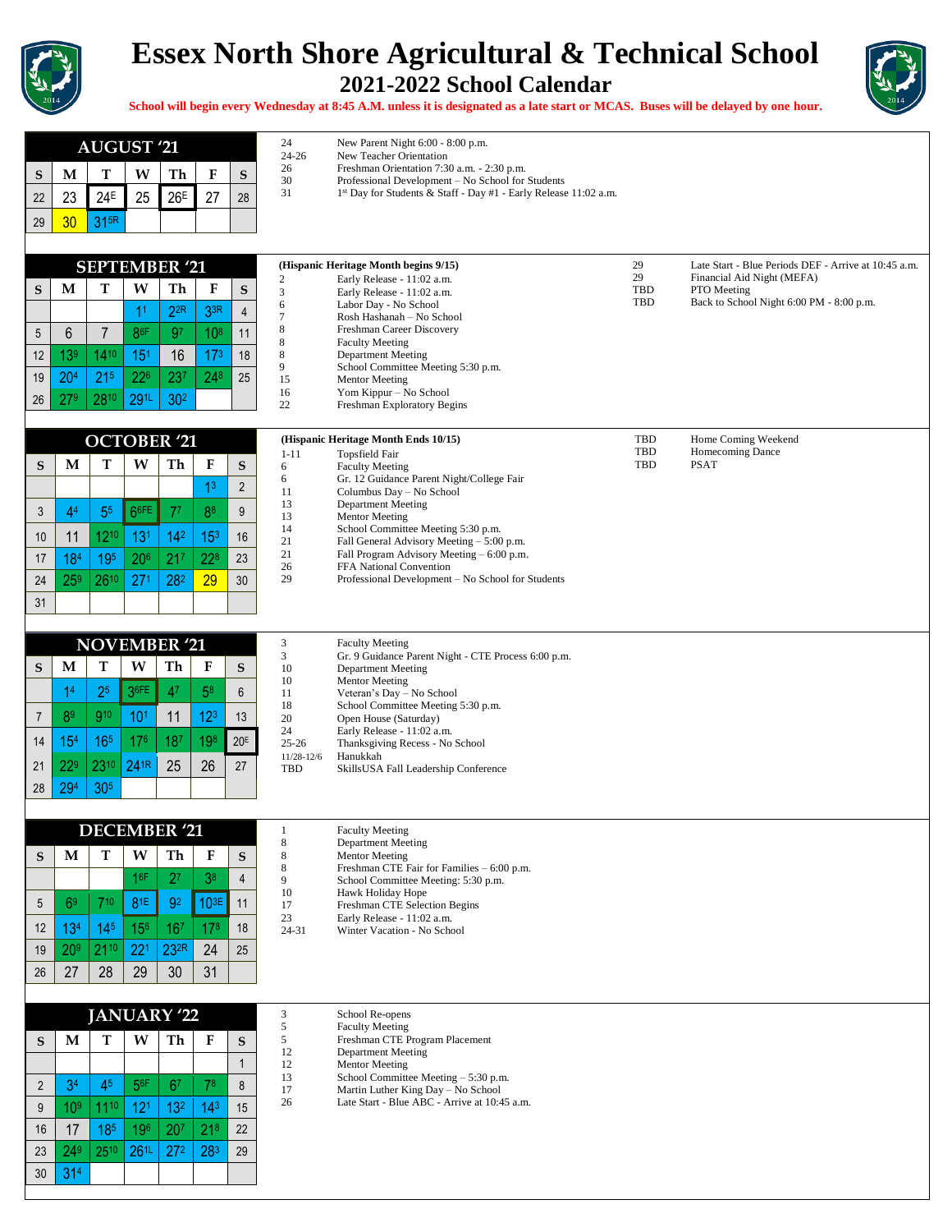# Essex North Shore Agricultural & Technical School

## 2021-2022 School Calendar

**School will begin every Wednesday at 8:45 A.M. unless it is designated as a late start or MCAS. Buses will be delayed by one hour.**

### AUGUST '21

| S | M | T | W | Th | F | S |
|---|---|---|---|---|---|---|
| 22 | 23 | 24E | 25 | 26E | 27 | 28 |
| 29 | 30 | 31 5R | | | | |

| Date | Event |
|---|---|
| 24 | New Parent Night 6:00 - 8:00 p.m. |
| 24-26 | New Teacher Orientation |
| 26 | Freshman Orientation 7:30 a.m. - 2:30 p.m. |
| 30 | Professional Development – No School for Students |
| 31 | 1st Day for Students & Staff - Day #1 - Early Release 11:02 a.m. |

### SEPTEMBER '21

| S | M | T | W | Th | F | S |
|---|---|---|---|---|---|---|
| | | | 1 1 | 2 2R | 3 3R | 4 |
| 5 | 6 | 7 | 8 6F | 9 7 | 10 8 | 11 |
| 12 | 13 9 | 14 10 | 15 1 | 16 | 17 3 | 18 |
| 19 | 20 4 | 21 5 | 22 6 | 23 7 | 24 8 | 25 |
| 26 | 27 9 | 28 10 | 29 1L | 30 2 | | |

**(Hispanic Heritage Month begins 9/15)**

| Date | Event |
|---|---|
| 2 | Early Release - 11:02 a.m. |
| 3 | Early Release - 11:02 a.m. |
| 6 | Labor Day - No School |
| 7 | Rosh Hashanah – No School |
| 8 | Freshman Career Discovery |
| 8 | Faculty Meeting |
| 8 | Department Meeting |
| 9 | School Committee Meeting 5:30 p.m. |
| 15 | Mentor Meeting |
| 16 | Yom Kippur – No School |
| 22 | Freshman Exploratory Begins |
| 29 | Late Start - Blue Periods DEF - Arrive at 10:45 a.m. |
| 29 | Financial Aid Night (MEFA) |
| TBD | PTO Meeting |
| TBD | Back to School Night 6:00 PM - 8:00 p.m. |

### OCTOBER '21

| S | M | T | W | Th | F | S |
|---|---|---|---|---|---|---|
| | | | | | 1 3 | 2 |
| 3 | 4 4 | 5 5 | 6 6FE | 7 7 | 8 8 | 9 |
| 10 | 11 | 12 10 | 13 1 | 14 2 | 15 3 | 16 |
| 17 | 18 4 | 19 5 | 20 6 | 21 7 | 22 8 | 23 |
| 24 | 25 9 | 26 10 | 27 1 | 28 2 | 29 | 30 |
| 31 | | | | | | |

**(Hispanic Heritage Month Ends 10/15)**

| Date | Event |
|---|---|
| 1-11 | Topsfield Fair |
| 6 | Faculty Meeting |
| 6 | Gr. 12 Guidance Parent Night/College Fair |
| 11 | Columbus Day – No School |
| 13 | Department Meeting |
| 13 | Mentor Meeting |
| 14 | School Committee Meeting 5:30 p.m. |
| 21 | Fall General Advisory Meeting – 5:00 p.m. |
| 21 | Fall Program Advisory Meeting – 6:00 p.m. |
| 26 | FFA National Convention |
| 29 | Professional Development – No School for Students |
| TBD | Home Coming Weekend |
| TBD | Homecoming Dance |
| TBD | PSAT |

### NOVEMBER '21

| S | M | T | W | Th | F | S |
|---|---|---|---|---|---|---|
| | 1 4 | 2 5 | 3 6FE | 4 7 | 5 8 | 6 |
| 7 | 8 9 | 9 10 | 10 1 | 11 | 12 3 | 13 |
| 14 | 15 4 | 16 5 | 17 6 | 18 7 | 19 8 | 20E |
| 21 | 22 9 | 23 10 | 24 1R | 25 | 26 | 27 |
| 28 | 29 4 | 30 5 | | | | |

| Date | Event |
|---|---|
| 3 | Faculty Meeting |
| 3 | Gr. 9 Guidance Parent Night - CTE Process 6:00 p.m. |
| 10 | Department Meeting |
| 10 | Mentor Meeting |
| 11 | Veteran's Day – No School |
| 18 | School Committee Meeting 5:30 p.m. |
| 20 | Open House (Saturday) |
| 24 | Early Release - 11:02 a.m. |
| 25-26 | Thanksgiving Recess - No School |
| 11/28-12/6 | Hanukkah |
| TBD | SkillsUSA Fall Leadership Conference |

### DECEMBER '21

| S | M | T | W | Th | F | S |
|---|---|---|---|---|---|---|
| | | | 1 6F | 2 7 | 3 8 | 4 |
| 5 | 6 9 | 7 10 | 8 1E | 9 2 | 10 3E | 11 |
| 12 | 13 4 | 14 5 | 15 6 | 16 7 | 17 8 | 18 |
| 19 | 20 9 | 21 10 | 22 1 | 23 2R | 24 | 25 |
| 26 | 27 | 28 | 29 | 30 | 31 | |

| Date | Event |
|---|---|
| 1 | Faculty Meeting |
| 8 | Department Meeting |
| 8 | Mentor Meeting |
| 8 | Freshman CTE Fair for Families – 6:00 p.m. |
| 9 | School Committee Meeting: 5:30 p.m. |
| 10 | Hawk Holiday Hope |
| 17 | Freshman CTE Selection Begins |
| 23 | Early Release - 11:02 a.m. |
| 24-31 | Winter Vacation - No School |

### JANUARY '22

| S | M | T | W | Th | F | S |
|---|---|---|---|---|---|---|
| | | | | | | 1 |
| 2 | 3 4 | 4 5 | 5 6F | 6 7 | 7 8 | 8 |
| 9 | 10 9 | 11 10 | 12 1 | 13 2 | 14 3 | 15 |
| 16 | 17 | 18 5 | 19 6 | 20 7 | 21 8 | 22 |
| 23 | 24 9 | 25 10 | 26 1L | 27 2 | 28 3 | 29 |
| 30 | 31 4 | | | | | |

| Date | Event |
|---|---|
| 3 | School Re-opens |
| 5 | Faculty Meeting |
| 5 | Freshman CTE Program Placement |
| 12 | Department Meeting |
| 12 | Mentor Meeting |
| 13 | School Committee Meeting – 5:30 p.m. |
| 17 | Martin Luther King Day – No School |
| 26 | Late Start - Blue ABC - Arrive at 10:45 a.m. |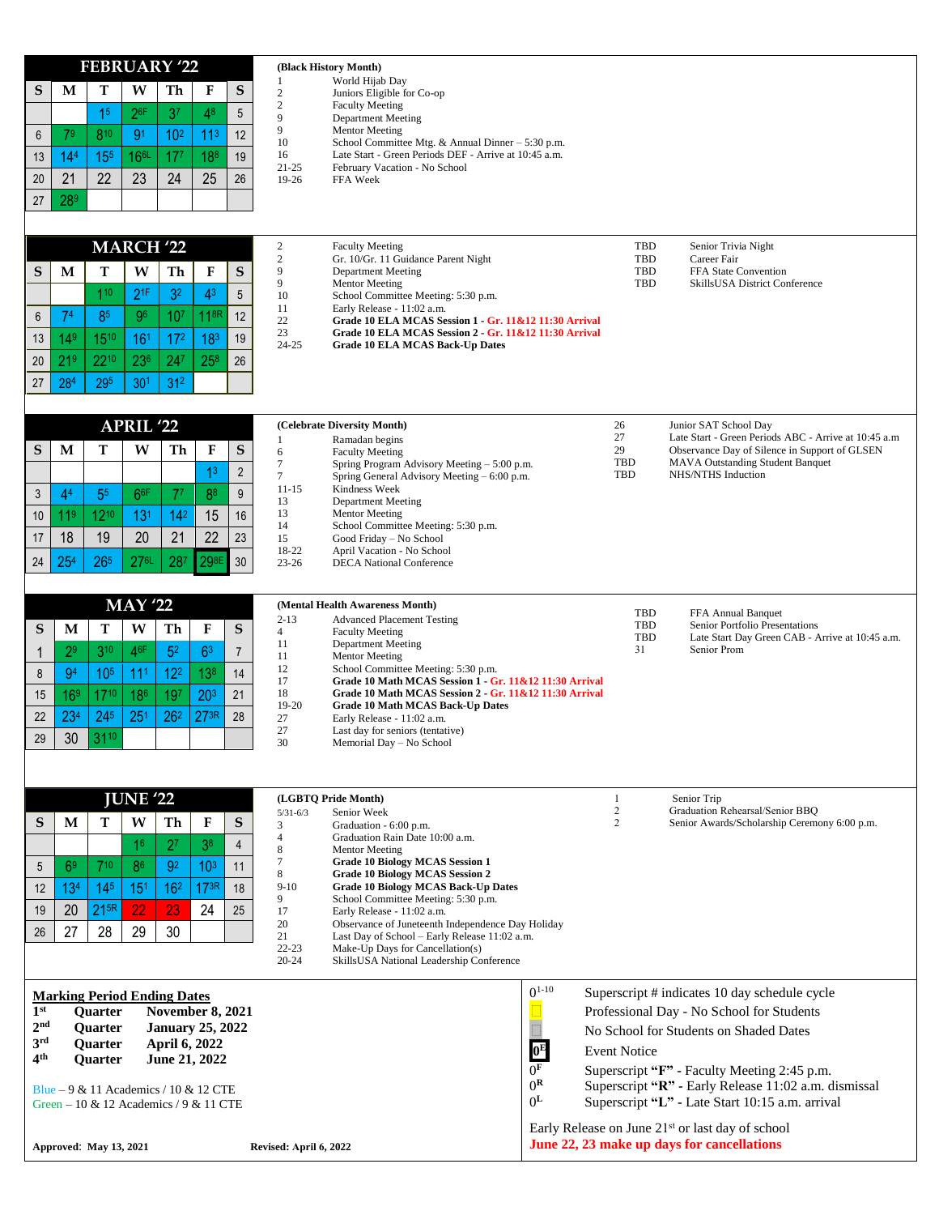## FEBRUARY '22

| S | M | T | W | Th | F | S |
|---|---|---|---|---|---|---|
| | | 1 [5] | 2 [6F] | 3 [7] | 4 [8] | 5 |
| 6 | 7 [9] | 8 [10] | 9 [1] | 10 [2] | 11 [3] | 12 |
| 13 | 14 [4] | 15 [5] | 16 [6L] | 17 [7] | 18 [8] | 19 |
| 20 | 21 | 22 | 23 | 24 | 25 | 26 |
| 27 | 28 [9] | | | | | |

**(Black History Month)**

| | |
|---|---|
| 1 | World Hijab Day |
| 2 | Juniors Eligible for Co-op |
| 2 | Faculty Meeting |
| 9 | Department Meeting |
| 9 | Mentor Meeting |
| 10 | School Committee Mtg. & Annual Dinner – 5:30 p.m. |
| 16 | Late Start - Green Periods DEF - Arrive at 10:45 a.m. |
| 21-25 | February Vacation - No School |
| 19-26 | FFA Week |

## MARCH '22

| S | M | T | W | Th | F | S |
|---|---|---|---|---|---|---|
| | | 1 [10] | 2 [1F] | 3 [2] | 4 [3] | 5 |
| 6 | 7 [4] | 8 [5] | 9 [6] | 10 [7] | 11 [8R] | 12 |
| 13 | 14 [9] | 15 [10] | 16 [1] | 17 [2] | 18 [3] | 19 |
| 20 | 21 [9] | 22 [10] | 23 [6] | 24 [7] | 25 [8] | 26 |
| 27 | 28 [4] | 29 [5] | 30 [1] | 31 [2] | | |

| | |
|---|---|
| 2 | Faculty Meeting |
| 2 | Gr. 10/Gr. 11 Guidance Parent Night |
| 9 | Department Meeting |
| 9 | Mentor Meeting |
| 10 | School Committee Meeting: 5:30 p.m. |
| 11 | Early Release - 11:02 a.m. |
| 22 | **Grade 10 ELA MCAS Session 1 - Gr. 11&12 11:30 Arrival** |
| 23 | **Grade 10 ELA MCAS Session 2 - Gr. 11&12 11:30 Arrival** |
| 24-25 | **Grade 10 ELA MCAS Back-Up Dates** |
| TBD | Senior Trivia Night |
| TBD | Career Fair |
| TBD | FFA State Convention |
| TBD | SkillsUSA District Conference |

## APRIL '22

| S | M | T | W | Th | F | S |
|---|---|---|---|---|---|---|
| | | | | | 1 [3] | 2 |
| 3 | 4 [4] | 5 [5] | 6 [6F] | 7 [7] | 8 [8] | 9 |
| 10 | 11 [9] | 12 [10] | 13 [1] | 14 [2] | 15 | 16 |
| 17 | 18 | 19 | 20 | 21 | 22 | 23 |
| 24 | 25 [4] | 26 [5] | 27 [6L] | 28 [7] | 29 [8E] | 30 |

**(Celebrate Diversity Month)**

| | |
|---|---|
| 1 | Ramadan begins |
| 6 | Faculty Meeting |
| 7 | Spring Program Advisory Meeting – 5:00 p.m. |
| 7 | Spring General Advisory Meeting – 6:00 p.m. |
| 11-15 | Kindness Week |
| 13 | Department Meeting |
| 13 | Mentor Meeting |
| 14 | School Committee Meeting: 5:30 p.m. |
| 15 | Good Friday – No School |
| 18-22 | April Vacation - No School |
| 23-26 | DECA National Conference |
| 26 | Junior SAT School Day |
| 27 | Late Start - Green Periods ABC - Arrive at 10:45 a.m |
| 29 | Observance Day of Silence in Support of GLSEN |
| TBD | MAVA Outstanding Student Banquet |
| TBD | NHS/NTHS Induction |

## MAY '22

| S | M | T | W | Th | F | S |
|---|---|---|---|---|---|---|
| 1 | 2 [9] | 3 [10] | 4 [6F] | 5 [2] | 6 [3] | 7 |
| 8 | 9 [4] | 10 [5] | 11 [1] | 12 [2] | 13 [8] | 14 |
| 15 | 16 [9] | 17 [10] | 18 [6] | 19 [7] | 20 [3] | 21 |
| 22 | 23 [4] | 24 [5] | 25 [1] | 26 [2] | 27 [3R] | 28 |
| 29 | 30 | 31 [10] | | | | |

**(Mental Health Awareness Month)**

| | |
|---|---|
| 2-13 | Advanced Placement Testing |
| 4 | Faculty Meeting |
| 11 | Department Meeting |
| 11 | Mentor Meeting |
| 12 | School Committee Meeting: 5:30 p.m. |
| 17 | **Grade 10 Math MCAS Session 1 - Gr. 11&12 11:30 Arrival** |
| 18 | **Grade 10 Math MCAS Session 2 - Gr. 11&12 11:30 Arrival** |
| 19-20 | **Grade 10 Math MCAS Back-Up Dates** |
| 27 | Early Release - 11:02 a.m. |
| 27 | Last day for seniors (tentative) |
| 30 | Memorial Day – No School |
| TBD | FFA Annual Banquet |
| TBD | Senior Portfolio Presentations |
| TBD | Late Start Day Green CAB - Arrive at 10:45 a.m. |
| 31 | Senior Prom |

## JUNE '22

| S | M | T | W | Th | F | S |
|---|---|---|---|---|---|---|
| | | | 1 [6] | 2 [7] | 3 [8] | 4 |
| 5 | 6 [9] | 7 [10] | 8 [6] | 9 [2] | 10 [3] | 11 |
| 12 | 13 [4] | 14 [5] | 15 [1] | 16 [2] | 17 [3R] | 18 |
| 19 | 20 | 21 [5R] | 22 | 23 | 24 | 25 |
| 26 | 27 | 28 | 29 | 30 | | |

**(LGBTQ Pride Month)**

| | |
|---|---|
| 5/31-6/3 | Senior Week |
| 3 | Graduation - 6:00 p.m. |
| 4 | Graduation Rain Date 10:00 a.m. |
| 8 | Mentor Meeting |
| 7 | **Grade 10 Biology MCAS Session 1** |
| 8 | **Grade 10 Biology MCAS Session 2** |
| 9-10 | **Grade 10 Biology MCAS Back-Up Dates** |
| 9 | School Committee Meeting: 5:30 p.m. |
| 17 | Early Release - 11:02 a.m. |
| 20 | Observance of Juneteenth Independence Day Holiday |
| 21 | Last Day of School – Early Release 11:02 a.m. |
| 22-23 | Make-Up Days for Cancellation(s) |
| 20-24 | SkillsUSA National Leadership Conference |
| 1 | Senior Trip |
| 2 | Graduation Rehearsal/Senior BBQ |
| 2 | Senior Awards/Scholarship Ceremony 6:00 p.m. |

**Marking Period Ending Dates**

| | | |
|---|---|---|
| **1st** | **Quarter** | **November 8, 2021** |
| **2nd** | **Quarter** | **January 25, 2022** |
| **3rd** | **Quarter** | **April 6, 2022** |
| **4th** | **Quarter** | **June 21, 2022** |

Blue – 9 & 11 Academics / 10 & 12 CTE
Green – 10 & 12 Academics / 9 & 11 CTE

| | |
|---|---|
| 0 [1-10] | Superscript # indicates 10 day schedule cycle |
| (yellow) | Professional Day - No School for Students |
| (shaded) | No School for Students on Shaded Dates |
| 0 [E] | Event Notice |
| 0 [F] | Superscript **"F"** - Faculty Meeting 2:45 p.m. |
| 0 [R] | Superscript **"R"** - Early Release 11:02 a.m. dismissal |
| 0 [L] | Superscript **"L"** - Late Start 10:15 a.m. arrival |

Early Release on June 21st or last day of school
**June 22, 23 make up days for cancellations**

**Approved: May 13, 2021** **Revised: April 6, 2022**